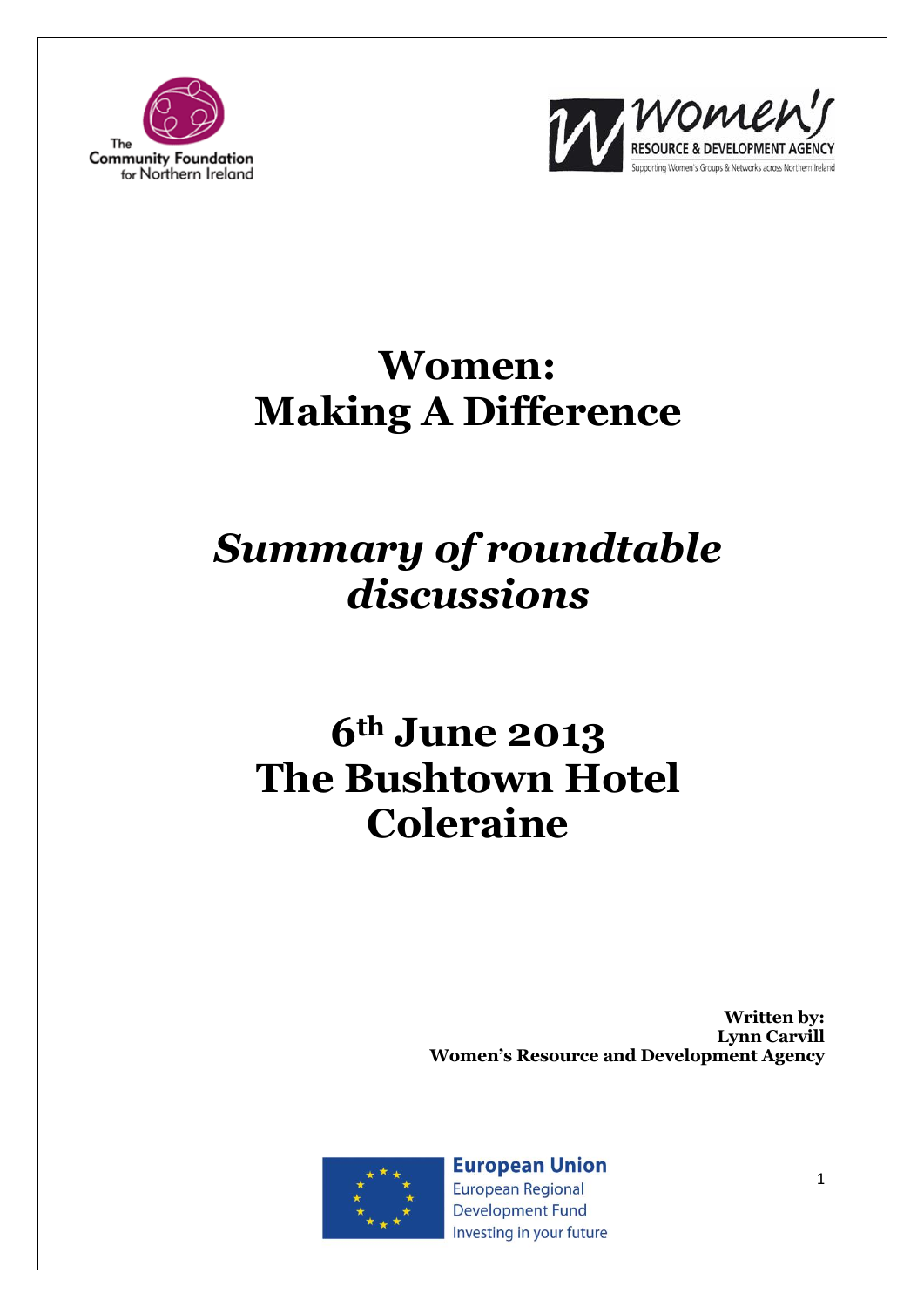The Community Foundation for Northern Ireland

Women's Resource & Development Agency
Supporting Women's Groups & Networks across Northern Ireland

# Women: Making A Difference

## *Summary of roundtable discussions*

## 6th June 2013
## The Bushtown Hotel
## Coleraine

**Written by:**
**Lynn Carvill**
**Women's Resource and Development Agency**

European Union
European Regional Development Fund
Investing in your future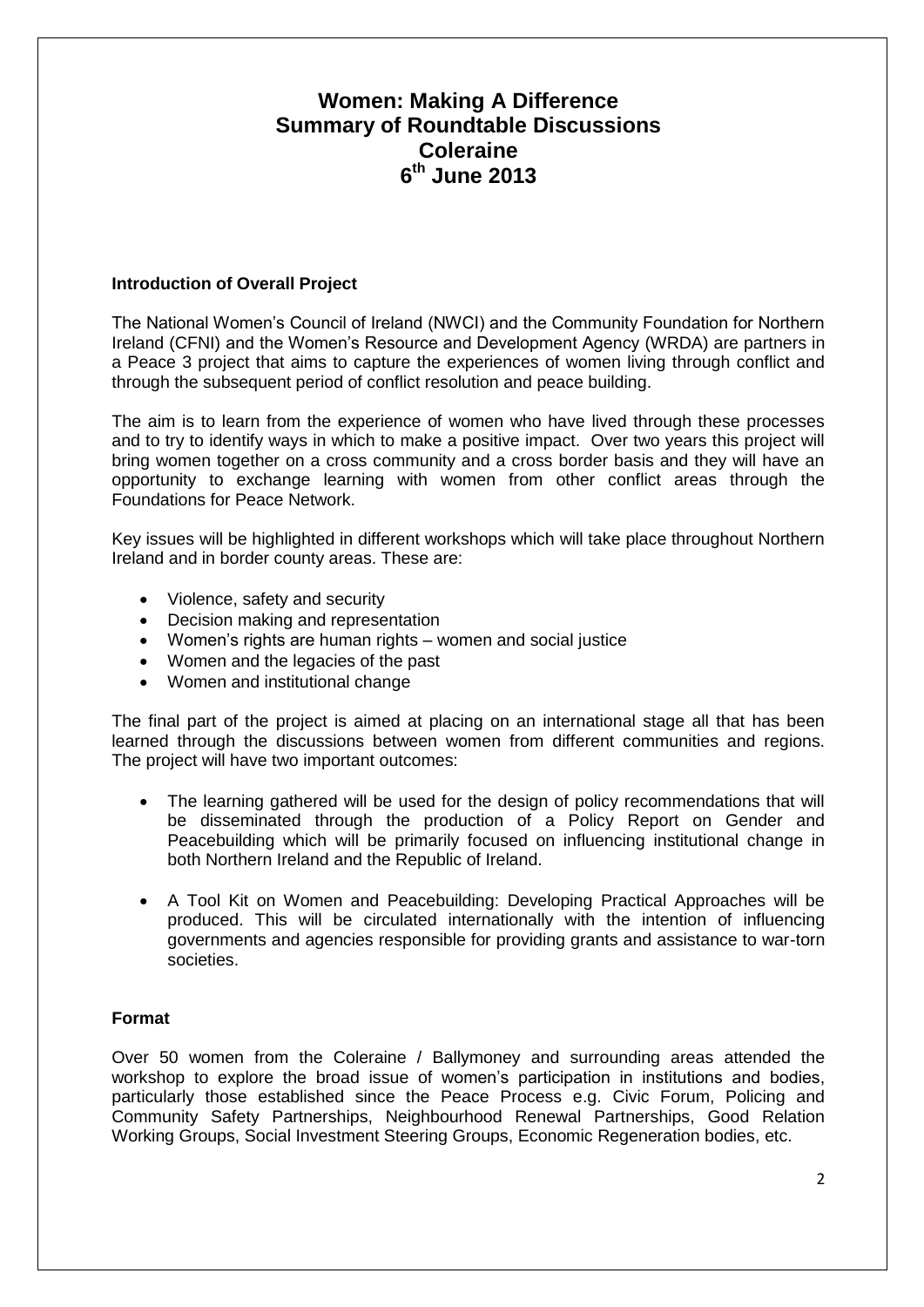# Women: Making A Difference
# Summary of Roundtable Discussions
# Coleraine
# 6th June 2013

## Introduction of Overall Project

The National Women's Council of Ireland (NWCI) and the Community Foundation for Northern Ireland (CFNI) and the Women's Resource and Development Agency (WRDA) are partners in a Peace 3 project that aims to capture the experiences of women living through conflict and through the subsequent period of conflict resolution and peace building.

The aim is to learn from the experience of women who have lived through these processes and to try to identify ways in which to make a positive impact. Over two years this project will bring women together on a cross community and a cross border basis and they will have an opportunity to exchange learning with women from other conflict areas through the Foundations for Peace Network.

Key issues will be highlighted in different workshops which will take place throughout Northern Ireland and in border county areas. These are:

- Violence, safety and security
- Decision making and representation
- Women's rights are human rights – women and social justice
- Women and the legacies of the past
- Women and institutional change

The final part of the project is aimed at placing on an international stage all that has been learned through the discussions between women from different communities and regions. The project will have two important outcomes:

- The learning gathered will be used for the design of policy recommendations that will be disseminated through the production of a Policy Report on Gender and Peacebuilding which will be primarily focused on influencing institutional change in both Northern Ireland and the Republic of Ireland.

- A Tool Kit on Women and Peacebuilding: Developing Practical Approaches will be produced. This will be circulated internationally with the intention of influencing governments and agencies responsible for providing grants and assistance to war-torn societies.

## Format

Over 50 women from the Coleraine / Ballymoney and surrounding areas attended the workshop to explore the broad issue of women's participation in institutions and bodies, particularly those established since the Peace Process e.g. Civic Forum, Policing and Community Safety Partnerships, Neighbourhood Renewal Partnerships, Good Relation Working Groups, Social Investment Steering Groups, Economic Regeneration bodies, etc.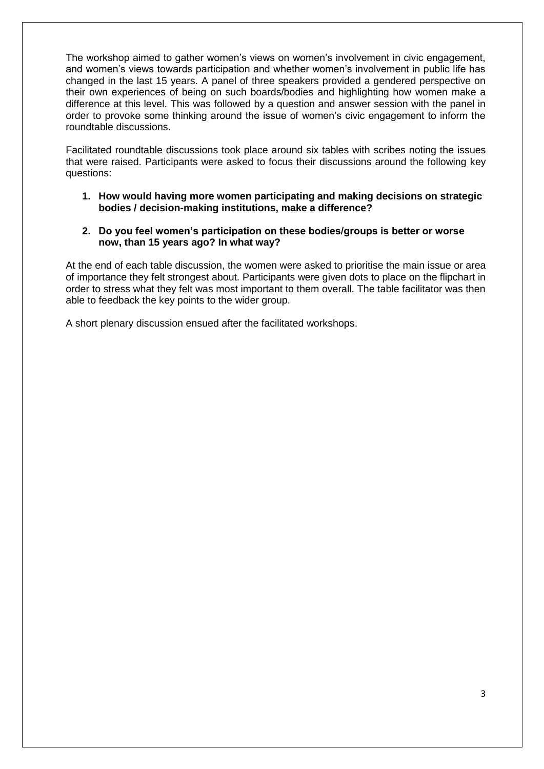The workshop aimed to gather women's views on women's involvement in civic engagement, and women's views towards participation and whether women's involvement in public life has changed in the last 15 years. A panel of three speakers provided a gendered perspective on their own experiences of being on such boards/bodies and highlighting how women make a difference at this level. This was followed by a question and answer session with the panel in order to provoke some thinking around the issue of women's civic engagement to inform the roundtable discussions.

Facilitated roundtable discussions took place around six tables with scribes noting the issues that were raised. Participants were asked to focus their discussions around the following key questions:

1. **How would having more women participating and making decisions on strategic bodies / decision-making institutions, make a difference?**

2. **Do you feel women's participation on these bodies/groups is better or worse now, than 15 years ago? In what way?**

At the end of each table discussion, the women were asked to prioritise the main issue or area of importance they felt strongest about. Participants were given dots to place on the flipchart in order to stress what they felt was most important to them overall. The table facilitator was then able to feedback the key points to the wider group.

A short plenary discussion ensued after the facilitated workshops.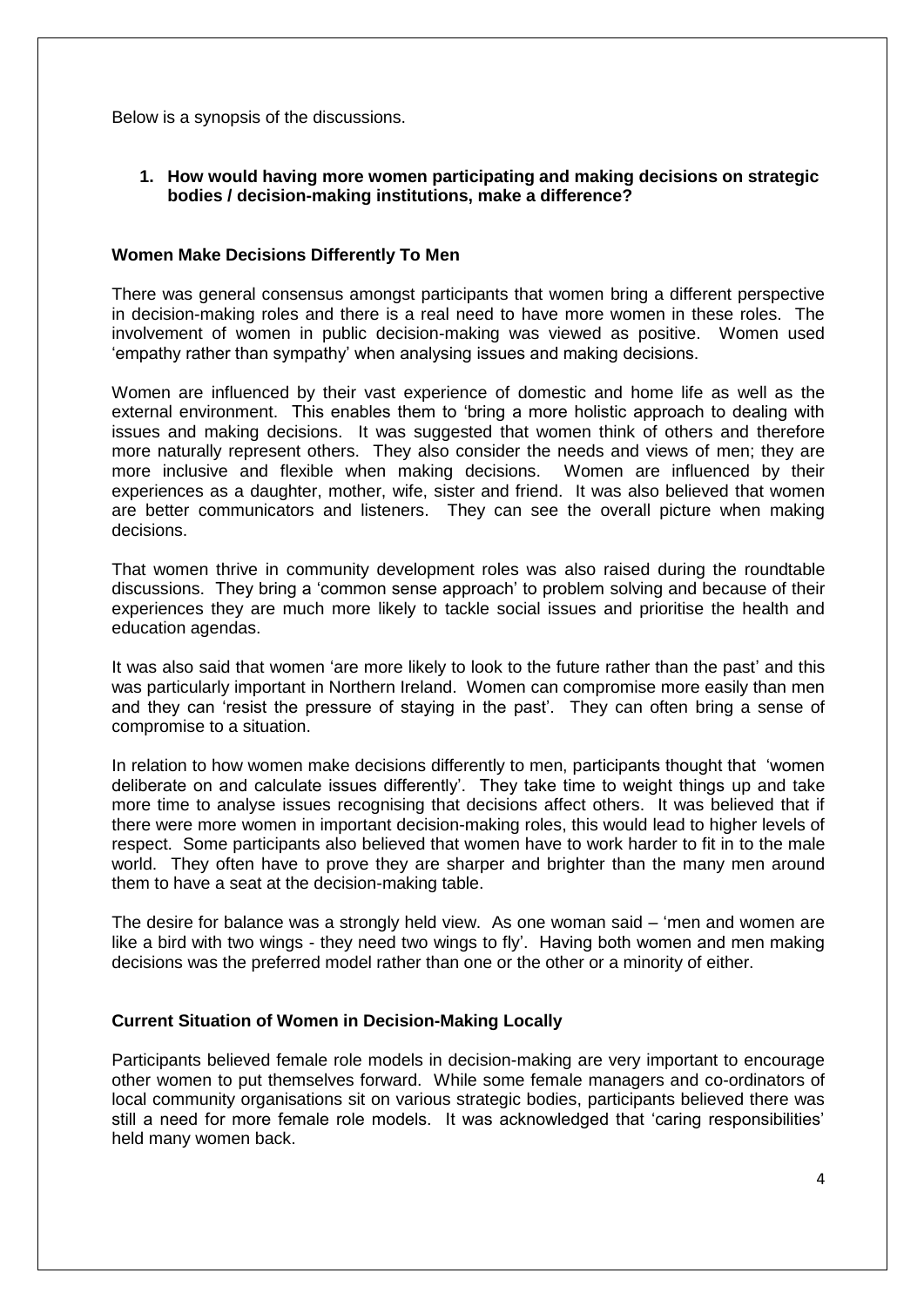Below is a synopsis of the discussions.

**1. How would having more women participating and making decisions on strategic bodies / decision-making institutions, make a difference?**

**Women Make Decisions Differently To Men**

There was general consensus amongst participants that women bring a different perspective in decision-making roles and there is a real need to have more women in these roles. The involvement of women in public decision-making was viewed as positive. Women used 'empathy rather than sympathy' when analysing issues and making decisions.

Women are influenced by their vast experience of domestic and home life as well as the external environment. This enables them to 'bring a more holistic approach to dealing with issues and making decisions. It was suggested that women think of others and therefore more naturally represent others. They also consider the needs and views of men; they are more inclusive and flexible when making decisions. Women are influenced by their experiences as a daughter, mother, wife, sister and friend. It was also believed that women are better communicators and listeners. They can see the overall picture when making decisions.

That women thrive in community development roles was also raised during the roundtable discussions. They bring a 'common sense approach' to problem solving and because of their experiences they are much more likely to tackle social issues and prioritise the health and education agendas.

It was also said that women 'are more likely to look to the future rather than the past' and this was particularly important in Northern Ireland. Women can compromise more easily than men and they can 'resist the pressure of staying in the past'. They can often bring a sense of compromise to a situation.

In relation to how women make decisions differently to men, participants thought that 'women deliberate on and calculate issues differently'. They take time to weight things up and take more time to analyse issues recognising that decisions affect others. It was believed that if there were more women in important decision-making roles, this would lead to higher levels of respect. Some participants also believed that women have to work harder to fit in to the male world. They often have to prove they are sharper and brighter than the many men around them to have a seat at the decision-making table.

The desire for balance was a strongly held view. As one woman said – 'men and women are like a bird with two wings - they need two wings to fly'. Having both women and men making decisions was the preferred model rather than one or the other or a minority of either.

**Current Situation of Women in Decision-Making Locally**

Participants believed female role models in decision-making are very important to encourage other women to put themselves forward. While some female managers and co-ordinators of local community organisations sit on various strategic bodies, participants believed there was still a need for more female role models. It was acknowledged that 'caring responsibilities' held many women back.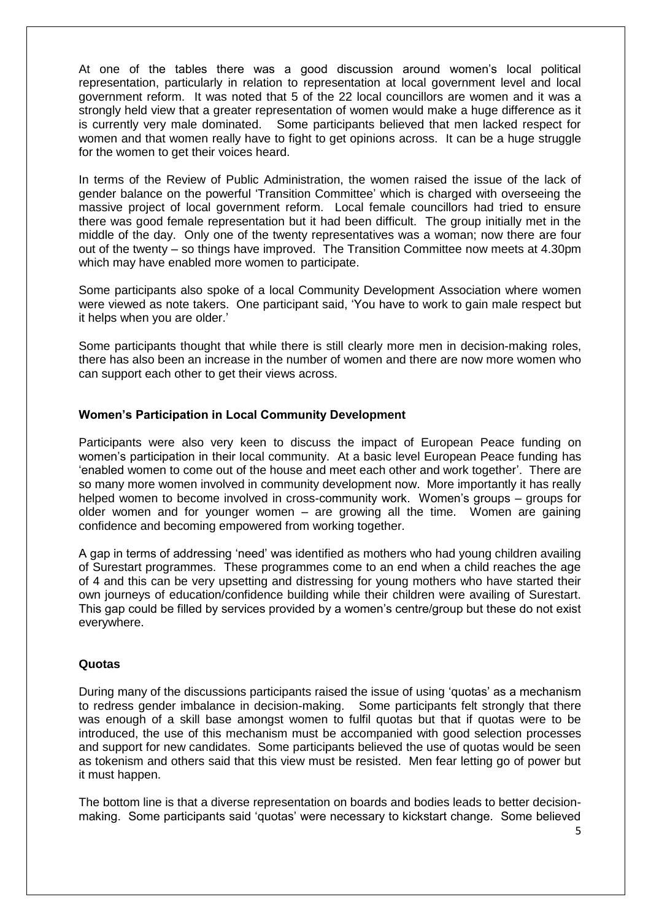At one of the tables there was a good discussion around women's local political representation, particularly in relation to representation at local government level and local government reform. It was noted that 5 of the 22 local councillors are women and it was a strongly held view that a greater representation of women would make a huge difference as it is currently very male dominated. Some participants believed that men lacked respect for women and that women really have to fight to get opinions across. It can be a huge struggle for the women to get their voices heard.

In terms of the Review of Public Administration, the women raised the issue of the lack of gender balance on the powerful 'Transition Committee' which is charged with overseeing the massive project of local government reform. Local female councillors had tried to ensure there was good female representation but it had been difficult. The group initially met in the middle of the day. Only one of the twenty representatives was a woman; now there are four out of the twenty – so things have improved. The Transition Committee now meets at 4.30pm which may have enabled more women to participate.

Some participants also spoke of a local Community Development Association where women were viewed as note takers. One participant said, 'You have to work to gain male respect but it helps when you are older.'

Some participants thought that while there is still clearly more men in decision-making roles, there has also been an increase in the number of women and there are now more women who can support each other to get their views across.

**Women's Participation in Local Community Development**

Participants were also very keen to discuss the impact of European Peace funding on women's participation in their local community. At a basic level European Peace funding has 'enabled women to come out of the house and meet each other and work together'. There are so many more women involved in community development now. More importantly it has really helped women to become involved in cross-community work. Women's groups – groups for older women and for younger women – are growing all the time. Women are gaining confidence and becoming empowered from working together.

A gap in terms of addressing 'need' was identified as mothers who had young children availing of Surestart programmes. These programmes come to an end when a child reaches the age of 4 and this can be very upsetting and distressing for young mothers who have started their own journeys of education/confidence building while their children were availing of Surestart. This gap could be filled by services provided by a women's centre/group but these do not exist everywhere.

**Quotas**

During many of the discussions participants raised the issue of using 'quotas' as a mechanism to redress gender imbalance in decision-making. Some participants felt strongly that there was enough of a skill base amongst women to fulfil quotas but that if quotas were to be introduced, the use of this mechanism must be accompanied with good selection processes and support for new candidates. Some participants believed the use of quotas would be seen as tokenism and others said that this view must be resisted. Men fear letting go of power but it must happen.

The bottom line is that a diverse representation on boards and bodies leads to better decision-making. Some participants said 'quotas' were necessary to kickstart change. Some believed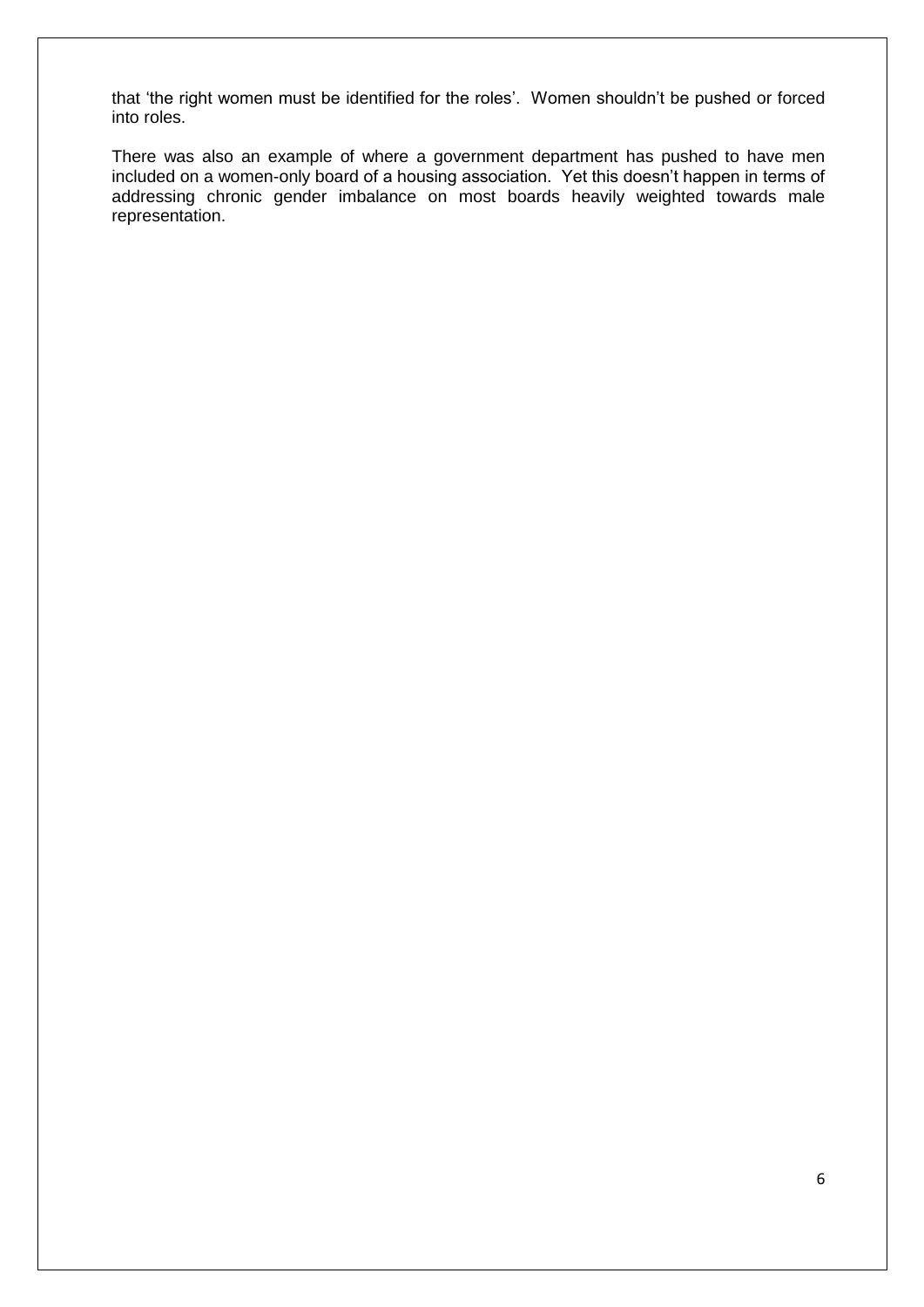that 'the right women must be identified for the roles'. Women shouldn't be pushed or forced into roles.

There was also an example of where a government department has pushed to have men included on a women-only board of a housing association. Yet this doesn't happen in terms of addressing chronic gender imbalance on most boards heavily weighted towards male representation.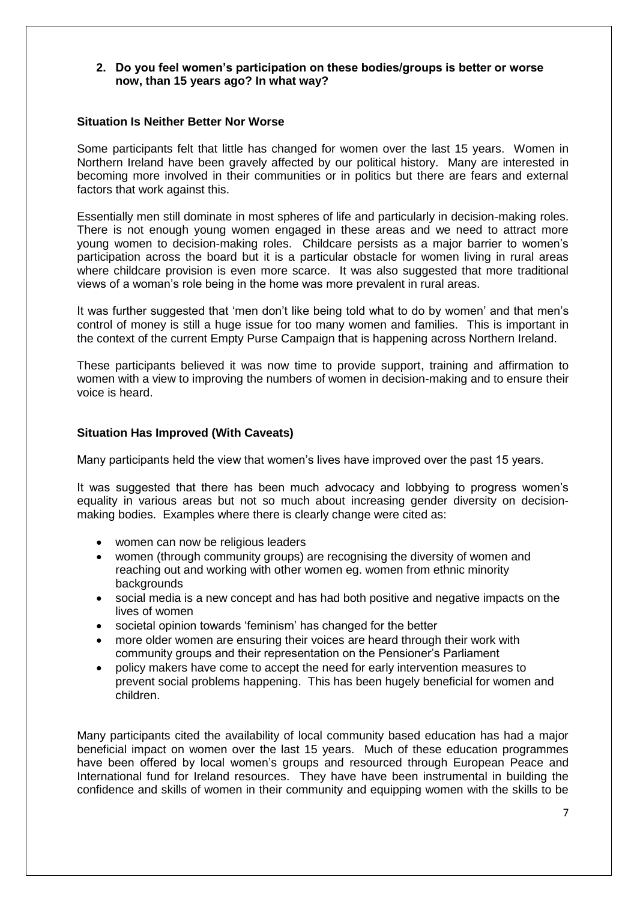**2. Do you feel women's participation on these bodies/groups is better or worse now, than 15 years ago? In what way?**

### Situation Is Neither Better Nor Worse

Some participants felt that little has changed for women over the last 15 years. Women in Northern Ireland have been gravely affected by our political history. Many are interested in becoming more involved in their communities or in politics but there are fears and external factors that work against this.

Essentially men still dominate in most spheres of life and particularly in decision-making roles. There is not enough young women engaged in these areas and we need to attract more young women to decision-making roles. Childcare persists as a major barrier to women's participation across the board but it is a particular obstacle for women living in rural areas where childcare provision is even more scarce. It was also suggested that more traditional views of a woman's role being in the home was more prevalent in rural areas.

It was further suggested that 'men don't like being told what to do by women' and that men's control of money is still a huge issue for too many women and families. This is important in the context of the current Empty Purse Campaign that is happening across Northern Ireland.

These participants believed it was now time to provide support, training and affirmation to women with a view to improving the numbers of women in decision-making and to ensure their voice is heard.

### Situation Has Improved (With Caveats)

Many participants held the view that women's lives have improved over the past 15 years.

It was suggested that there has been much advocacy and lobbying to progress women's equality in various areas but not so much about increasing gender diversity on decision-making bodies. Examples where there is clearly change were cited as:

- women can now be religious leaders
- women (through community groups) are recognising the diversity of women and reaching out and working with other women eg. women from ethnic minority backgrounds
- social media is a new concept and has had both positive and negative impacts on the lives of women
- societal opinion towards 'feminism' has changed for the better
- more older women are ensuring their voices are heard through their work with community groups and their representation on the Pensioner's Parliament
- policy makers have come to accept the need for early intervention measures to prevent social problems happening. This has been hugely beneficial for women and children.

Many participants cited the availability of local community based education has had a major beneficial impact on women over the last 15 years. Much of these education programmes have been offered by local women's groups and resourced through European Peace and International fund for Ireland resources. They have have been instrumental in building the confidence and skills of women in their community and equipping women with the skills to be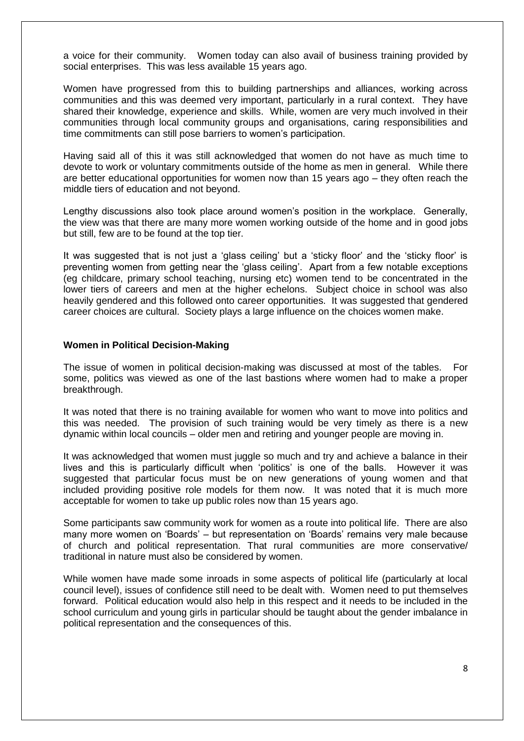a voice for their community. Women today can also avail of business training provided by social enterprises. This was less available 15 years ago.

Women have progressed from this to building partnerships and alliances, working across communities and this was deemed very important, particularly in a rural context. They have shared their knowledge, experience and skills. While, women are very much involved in their communities through local community groups and organisations, caring responsibilities and time commitments can still pose barriers to women's participation.

Having said all of this it was still acknowledged that women do not have as much time to devote to work or voluntary commitments outside of the home as men in general. While there are better educational opportunities for women now than 15 years ago – they often reach the middle tiers of education and not beyond.

Lengthy discussions also took place around women's position in the workplace. Generally, the view was that there are many more women working outside of the home and in good jobs but still, few are to be found at the top tier.

It was suggested that is not just a 'glass ceiling' but a 'sticky floor' and the 'sticky floor' is preventing women from getting near the 'glass ceiling'. Apart from a few notable exceptions (eg childcare, primary school teaching, nursing etc) women tend to be concentrated in the lower tiers of careers and men at the higher echelons. Subject choice in school was also heavily gendered and this followed onto career opportunities. It was suggested that gendered career choices are cultural. Society plays a large influence on the choices women make.

**Women in Political Decision-Making**

The issue of women in political decision-making was discussed at most of the tables. For some, politics was viewed as one of the last bastions where women had to make a proper breakthrough.

It was noted that there is no training available for women who want to move into politics and this was needed. The provision of such training would be very timely as there is a new dynamic within local councils – older men and retiring and younger people are moving in.

It was acknowledged that women must juggle so much and try and achieve a balance in their lives and this is particularly difficult when 'politics' is one of the balls. However it was suggested that particular focus must be on new generations of young women and that included providing positive role models for them now. It was noted that it is much more acceptable for women to take up public roles now than 15 years ago.

Some participants saw community work for women as a route into political life. There are also many more women on 'Boards' – but representation on 'Boards' remains very male because of church and political representation. That rural communities are more conservative/ traditional in nature must also be considered by women.

While women have made some inroads in some aspects of political life (particularly at local council level), issues of confidence still need to be dealt with. Women need to put themselves forward. Political education would also help in this respect and it needs to be included in the school curriculum and young girls in particular should be taught about the gender imbalance in political representation and the consequences of this.